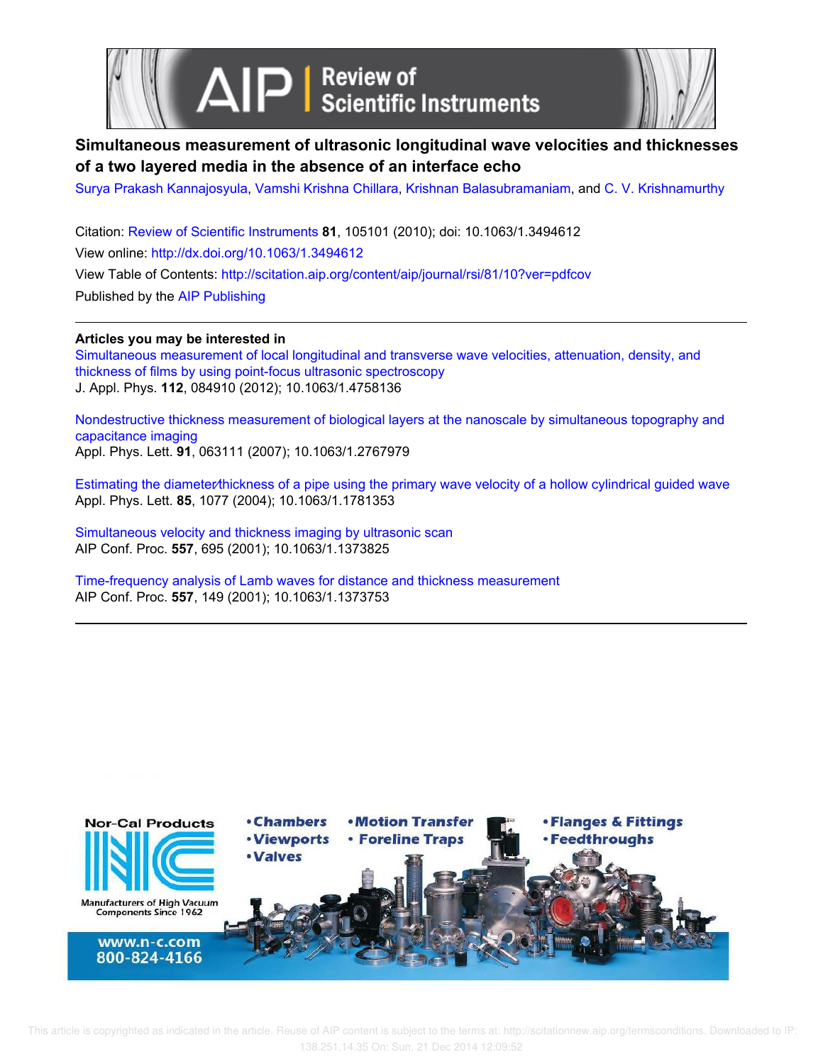# Simultaneous measurement of ultrasonic longitudinal wave velocities and thicknesses of a two layered media in the absence of an interface echo

Surya Prakash Kannajosyula, Vamshi Krishna Chillara, Krishnan Balasubramaniam, and C. V. Krishnamurthy

Citation: Review of Scientific Instruments **81**, 105101 (2010); doi: 10.1063/1.3494612

View online: http://dx.doi.org/10.1063/1.3494612

View Table of Contents: http://scitation.aip.org/content/aip/journal/rsi/81/10?ver=pdfcov

Published by the AIP Publishing

---

**Articles you may be interested in**

Simultaneous measurement of local longitudinal and transverse wave velocities, attenuation, density, and thickness of films by using point-focus ultrasonic spectroscopy
J. Appl. Phys. **112**, 084910 (2012); 10.1063/1.4758136

Nondestructive thickness measurement of biological layers at the nanoscale by simultaneous topography and capacitance imaging
Appl. Phys. Lett. **91**, 063111 (2007); 10.1063/1.2767979

Estimating the diameter/thickness of a pipe using the primary wave velocity of a hollow cylindrical guided wave
Appl. Phys. Lett. **85**, 1077 (2004); 10.1063/1.1781353

Simultaneous velocity and thickness imaging by ultrasonic scan
AIP Conf. Proc. **557**, 695 (2001); 10.1063/1.1373825

Time-frequency analysis of Lamb waves for distance and thickness measurement
AIP Conf. Proc. **557**, 149 (2001); 10.1063/1.1373753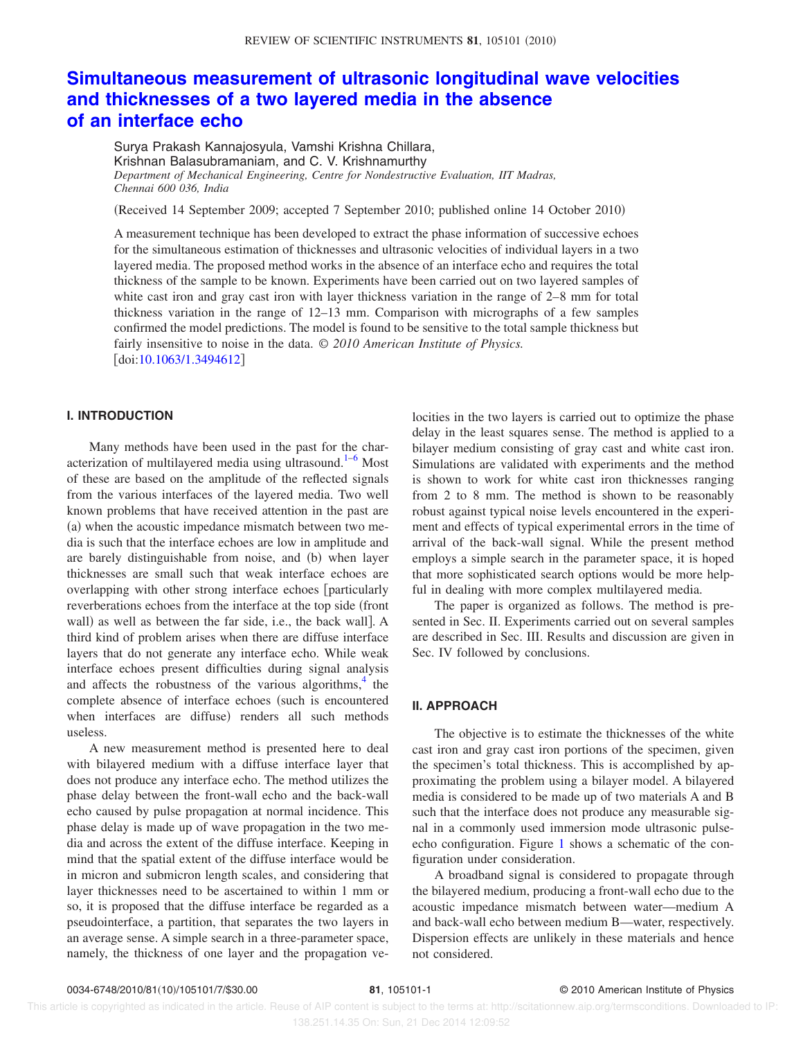# Simultaneous measurement of ultrasonic longitudinal wave velocities and thicknesses of a two layered media in the absence of an interface echo

Surya Prakash Kannajosyula, Vamshi Krishna Chillara, Krishnan Balasubramaniam, and C. V. Krishnamurthy

*Department of Mechanical Engineering, Centre for Nondestructive Evaluation, IIT Madras, Chennai 600 036, India*

(Received 14 September 2009; accepted 7 September 2010; published online 14 October 2010)

A measurement technique has been developed to extract the phase information of successive echoes for the simultaneous estimation of thicknesses and ultrasonic velocities of individual layers in a two layered media. The proposed method works in the absence of an interface echo and requires the total thickness of the sample to be known. Experiments have been carried out on two layered samples of white cast iron and gray cast iron with layer thickness variation in the range of 2–8 mm for total thickness variation in the range of 12–13 mm. Comparison with micrographs of a few samples confirmed the model predictions. The model is found to be sensitive to the total sample thickness but fairly insensitive to noise in the data. *© 2010 American Institute of Physics.* [doi:10.1063/1.3494612]

## I. INTRODUCTION

Many methods have been used in the past for the characterization of multilayered media using ultrasound.[1–6] Most of these are based on the amplitude of the reflected signals from the various interfaces of the layered media. Two well known problems that have received attention in the past are (a) when the acoustic impedance mismatch between two media is such that the interface echoes are low in amplitude and are barely distinguishable from noise, and (b) when layer thicknesses are small such that weak interface echoes are overlapping with other strong interface echoes [particularly reverberations echoes from the interface at the top side (front wall) as well as between the far side, i.e., the back wall]. A third kind of problem arises when there are diffuse interface layers that do not generate any interface echo. While weak interface echoes present difficulties during signal analysis and affects the robustness of the various algorithms,[4] the complete absence of interface echoes (such is encountered when interfaces are diffuse) renders all such methods useless.

A new measurement method is presented here to deal with bilayered medium with a diffuse interface layer that does not produce any interface echo. The method utilizes the phase delay between the front-wall echo and the back-wall echo caused by pulse propagation at normal incidence. This phase delay is made up of wave propagation in the two media and across the extent of the diffuse interface. Keeping in mind that the spatial extent of the diffuse interface would be in micron and submicron length scales, and considering that layer thicknesses need to be ascertained to within 1 mm or so, it is proposed that the diffuse interface be regarded as a pseudointerface, a partition, that separates the two layers in an average sense. A simple search in a three-parameter space, namely, the thickness of one layer and the propagation velocities in the two layers is carried out to optimize the phase delay in the least squares sense. The method is applied to a bilayer medium consisting of gray cast and white cast iron. Simulations are validated with experiments and the method is shown to work for white cast iron thicknesses ranging from 2 to 8 mm. The method is shown to be reasonably robust against typical noise levels encountered in the experiment and effects of typical experimental errors in the time of arrival of the back-wall signal. While the present method employs a simple search in the parameter space, it is hoped that more sophisticated search options would be more helpful in dealing with more complex multilayered media.

The paper is organized as follows. The method is presented in Sec. II. Experiments carried out on several samples are described in Sec. III. Results and discussion are given in Sec. IV followed by conclusions.

## II. APPROACH

The objective is to estimate the thicknesses of the white cast iron and gray cast iron portions of the specimen, given the specimen's total thickness. This is accomplished by approximating the problem using a bilayer model. A bilayered media is considered to be made up of two materials A and B such that the interface does not produce any measurable signal in a commonly used immersion mode ultrasonic pulse-echo configuration. Figure 1 shows a schematic of the configuration under consideration.

A broadband signal is considered to propagate through the bilayered medium, producing a front-wall echo due to the acoustic impedance mismatch between water—medium A and back-wall echo between medium B—water, respectively. Dispersion effects are unlikely in these materials and hence not considered.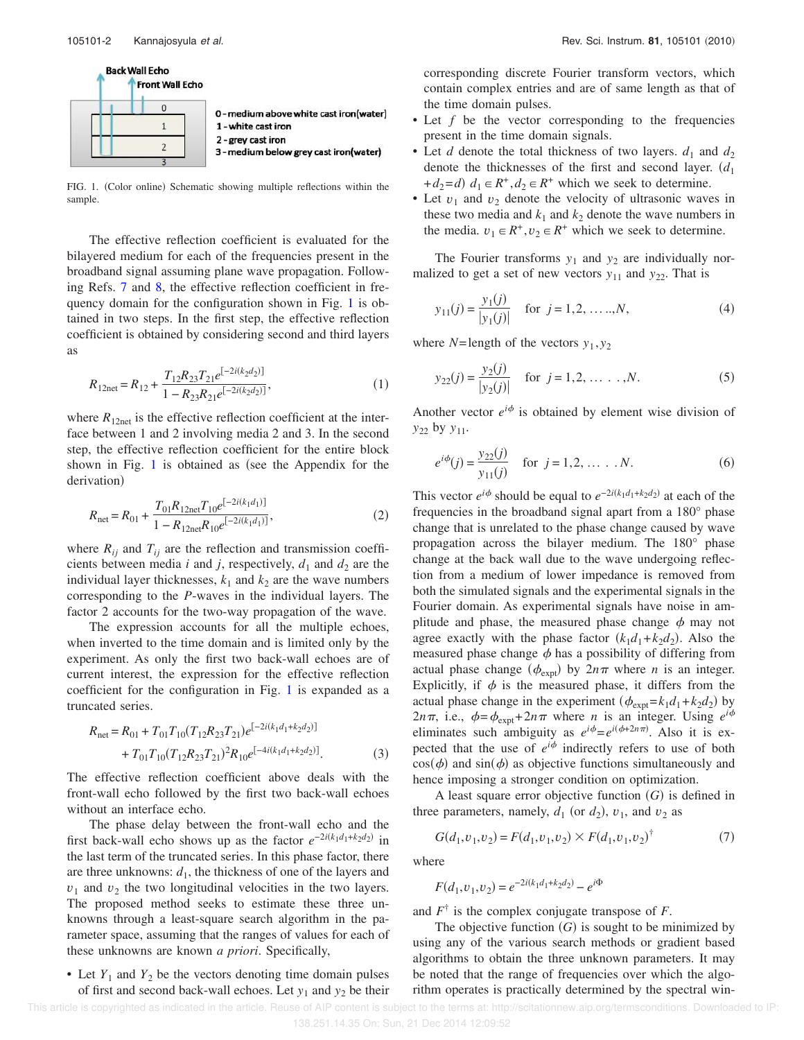Back Wall Echo

Front Wall Echo

0 - medium above white cast iron(water)
1 - white cast iron
2 - grey cast iron
3 - medium below grey cast iron(water)

FIG. 1. (Color online) Schematic showing multiple reflections within the sample.

The effective reflection coefficient is evaluated for the bilayered medium for each of the frequencies present in the broadband signal assuming plane wave propagation. Following Refs. 7 and 8, the effective reflection coefficient in frequency domain for the configuration shown in Fig. 1 is obtained in two steps. In the first step, the effective reflection coefficient is obtained by considering second and third layers as

$$R_{12\text{net}} = R_{12} + \frac{T_{12}R_{23}T_{21}e^{[-2i(k_2d_2)]}}{1 - R_{23}R_{21}e^{[-2i(k_2d_2)]}}, \tag{1}$$

where $R_{12\text{net}}$ is the effective reflection coefficient at the interface between 1 and 2 involving media 2 and 3. In the second step, the effective reflection coefficient for the entire block shown in Fig. 1 is obtained as (see the Appendix for the derivation)

$$R_{\text{net}} = R_{01} + \frac{T_{01}R_{12\text{net}}T_{10}e^{[-2i(k_1d_1)]}}{1 - R_{12\text{net}}R_{10}e^{[-2i(k_1d_1)]}}, \tag{2}$$

where $R_{ij}$ and $T_{ij}$ are the reflection and transmission coefficients between media $i$ and $j$, respectively, $d_1$ and $d_2$ are the individual layer thicknesses, $k_1$ and $k_2$ are the wave numbers corresponding to the $P$-waves in the individual layers. The factor 2 accounts for the two-way propagation of the wave.

The expression accounts for all the multiple echoes, when inverted to the time domain and is limited only by the experiment. As only the first two back-wall echoes are of current interest, the expression for the effective reflection coefficient for the configuration in Fig. 1 is expanded as a truncated series.

$$R_{\text{net}} = R_{01} + T_{01}T_{10}(T_{12}R_{23}T_{21})e^{[-2i(k_1d_1+k_2d_2)]} + T_{01}T_{10}(T_{12}R_{23}T_{21})^2R_{10}e^{[-4i(k_1d_1+k_2d_2)]}. \tag{3}$$

The effective reflection coefficient above deals with the front-wall echo followed by the first two back-wall echoes without an interface echo.

The phase delay between the front-wall echo and the first back-wall echo shows up as the factor $e^{-2i(k_1d_1+k_2d_2)}$ in the last term of the truncated series. In this phase factor, there are three unknowns: $d_1$, the thickness of one of the layers and $v_1$ and $v_2$ the two longitudinal velocities in the two layers. The proposed method seeks to estimate these three unknowns through a least-square search algorithm in the parameter space, assuming that the ranges of values for each of these unknowns are known *a priori*. Specifically,

- Let $Y_1$ and $Y_2$ be the vectors denoting time domain pulses of first and second back-wall echoes. Let $y_1$ and $y_2$ be their corresponding discrete Fourier transform vectors, which contain complex entries and are of same length as that of the time domain pulses.
- Let $f$ be the vector corresponding to the frequencies present in the time domain signals.
- Let $d$ denote the total thickness of two layers. $d_1$ and $d_2$ denote the thicknesses of the first and second layer. ($d_1+d_2=d$) $d_1 \in R^+, d_2 \in R^+$ which we seek to determine.
- Let $v_1$ and $v_2$ denote the velocity of ultrasonic waves in these two media and $k_1$ and $k_2$ denote the wave numbers in the media. $v_1 \in R^+, v_2 \in R^+$ which we seek to determine.

The Fourier transforms $y_1$ and $y_2$ are individually normalized to get a set of new vectors $y_{11}$ and $y_{22}$. That is

$$y_{11}(j) = \frac{y_1(j)}{|y_1(j)|} \quad \text{for } j = 1,2, \ldots, N, \tag{4}$$

where $N$=length of the vectors $y_1, y_2$

$$y_{22}(j) = \frac{y_2(j)}{|y_2(j)|} \quad \text{for } j = 1,2, \ldots, N. \tag{5}$$

Another vector $e^{i\phi}$ is obtained by element wise division of $y_{22}$ by $y_{11}$.

$$e^{i\phi}(j) = \frac{y_{22}(j)}{y_{11}(j)} \quad \text{for } j = 1,2, \ldots, N. \tag{6}$$

This vector $e^{i\phi}$ should be equal to $e^{-2i(k_1d_1+k_2d_2)}$ at each of the frequencies in the broadband signal apart from a 180° phase change that is unrelated to the phase change caused by wave propagation across the bilayer medium. The 180° phase change at the back wall due to the wave undergoing reflection from a medium of lower impedance is removed from both the simulated signals and the experimental signals in the Fourier domain. As experimental signals have noise in amplitude and phase, the measured phase change $\phi$ may not agree exactly with the phase factor $(k_1d_1+k_2d_2)$. Also the measured phase change $\phi$ has a possibility of differing from actual phase change $(\phi_{\text{expt}})$ by $2n\pi$ where $n$ is an integer. Explicitly, if $\phi$ is the measured phase, it differs from the actual phase change in the experiment $(\phi_{\text{expt}}=k_1d_1+k_2d_2)$ by $2n\pi$, i.e., $\phi=\phi_{\text{expt}}+2n\pi$ where $n$ is an integer. Using $e^{i\phi}$ eliminates such ambiguity as $e^{i\phi}=e^{i(\phi+2n\pi)}$. Also it is expected that the use of $e^{i\phi}$ indirectly refers to use of both $\cos(\phi)$ and $\sin(\phi)$ as objective functions simultaneously and hence imposing a stronger condition on optimization.

A least square error objective function $(G)$ is defined in three parameters, namely, $d_1$ (or $d_2$), $v_1$, and $v_2$ as

$$G(d_1,v_1,v_2) = F(d_1,v_1,v_2) \times F(d_1,v_1,v_2)^{\dagger} \tag{7}$$

where

$$F(d_1,v_1,v_2) = e^{-2i(k_1d_1+k_2d_2)} - e^{i\Phi}$$

and $F^{\dagger}$ is the complex conjugate transpose of $F$.

The objective function $(G)$ is sought to be minimized by using any of the various search methods or gradient based algorithms to obtain the three unknown parameters. It may be noted that the range of frequencies over which the algorithm operates is practically determined by the spectral win-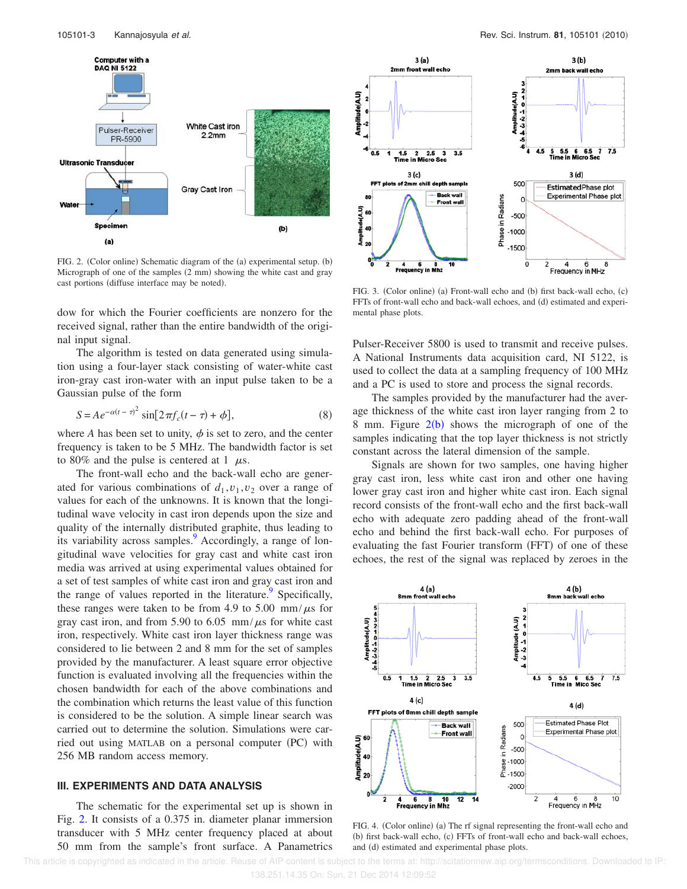FIG. 2. (Color online) Schematic diagram of the (a) experimental setup. (b) Micrograph of one of the samples (2 mm) showing the white cast and gray cast portions (diffuse interface may be noted).

FIG. 3. (Color online) (a) Front-wall echo and (b) first back-wall echo, (c) FFTs of front-wall echo and back-wall echoes, and (d) estimated and experimental phase plots.

dow for which the Fourier coefficients are nonzero for the received signal, rather than the entire bandwidth of the original input signal.

The algorithm is tested on data generated using simulation using a four-layer stack consisting of water-white cast iron-gray cast iron-water with an input pulse taken to be a Gaussian pulse of the form

$$S = Ae^{-\alpha(t-\tau)^2}\sin[2\pi f_c(t-\tau)+\phi], \tag{8}$$

where $A$ has been set to unity, $\phi$ is set to zero, and the center frequency is taken to be 5 MHz. The bandwidth factor is set to 80% and the pulse is centered at 1 $\mu$s.

The front-wall echo and the back-wall echo are generated for various combinations of $d_1, v_1, v_2$ over a range of values for each of the unknowns. It is known that the longitudinal wave velocity in cast iron depends upon the size and quality of the internally distributed graphite, thus leading to its variability across samples.[9] Accordingly, a range of longitudinal wave velocities for gray cast and white cast iron media was arrived at using experimental values obtained for a set of test samples of white cast iron and gray cast iron and the range of values reported in the literature.[9] Specifically, these ranges were taken to be from 4.9 to 5.00 mm/$\mu$s for gray cast iron, and from 5.90 to 6.05 mm/$\mu$s for white cast iron, respectively. White cast iron layer thickness range was considered to lie between 2 and 8 mm for the set of samples provided by the manufacturer. A least square error objective function is evaluated involving all the frequencies within the chosen bandwidth for each of the above combinations and the combination which returns the least value of this function is considered to be the solution. A simple linear search was carried out to determine the solution. Simulations were carried out using MATLAB on a personal computer (PC) with 256 MB random access memory.

## III. EXPERIMENTS AND DATA ANALYSIS

The schematic for the experimental set up is shown in Fig. 2. It consists of a 0.375 in. diameter planar immersion transducer with 5 MHz center frequency placed at about 50 mm from the sample's front surface. A Panametrics Pulser-Receiver 5800 is used to transmit and receive pulses. A National Instruments data acquisition card, NI 5122, is used to collect the data at a sampling frequency of 100 MHz and a PC is used to store and process the signal records.

The samples provided by the manufacturer had the average thickness of the white cast iron layer ranging from 2 to 8 mm. Figure 2(b) shows the micrograph of one of the samples indicating that the top layer thickness is not strictly constant across the lateral dimension of the sample.

Signals are shown for two samples, one having higher gray cast iron, less white cast iron and other one having lower gray cast iron and higher white cast iron. Each signal record consists of the front-wall echo and the first back-wall echo with adequate zero padding ahead of the front-wall echo and behind the first back-wall echo. For purposes of evaluating the fast Fourier transform (FFT) of one of these echoes, the rest of the signal was replaced by zeroes in the

FIG. 4. (Color online) (a) The rf signal representing the front-wall echo and (b) first back-wall echo, (c) FFTs of front-wall echo and back-wall echoes, and (d) estimated and experimental phase plots.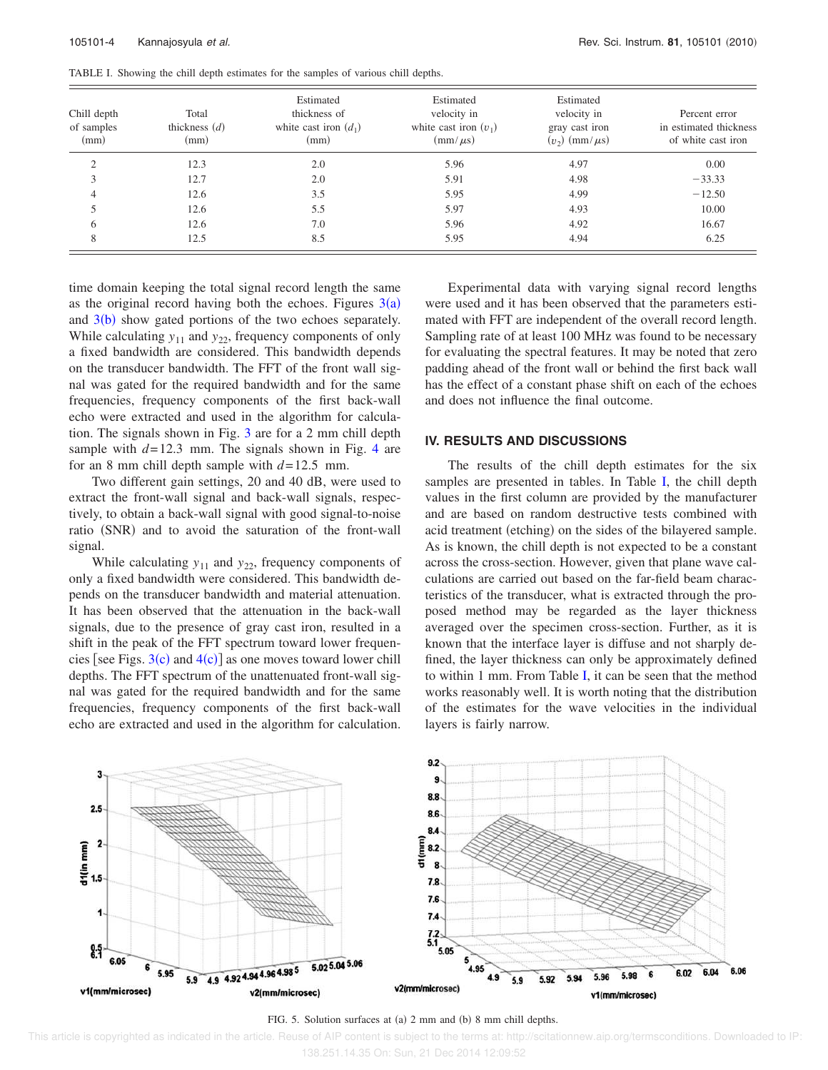TABLE I. Showing the chill depth estimates for the samples of various chill depths.

| Chill depth of samples (mm) | Total thickness ($d$) (mm) | Estimated thickness of white cast iron ($d_1$) (mm) | Estimated velocity in white cast iron ($v_1$) (mm/$\mu$s) | Estimated velocity in gray cast iron ($v_2$) (mm/$\mu$s) | Percent error in estimated thickness of white cast iron |
|---|---|---|---|---|---|
| 2 | 12.3 | 2.0 | 5.96 | 4.97 | 0.00 |
| 3 | 12.7 | 2.0 | 5.91 | 4.98 | −33.33 |
| 4 | 12.6 | 3.5 | 5.95 | 4.99 | −12.50 |
| 5 | 12.6 | 5.5 | 5.97 | 4.93 | 10.00 |
| 6 | 12.6 | 7.0 | 5.96 | 4.92 | 16.67 |
| 8 | 12.5 | 8.5 | 5.95 | 4.94 | 6.25 |

time domain keeping the total signal record length the same as the original record having both the echoes. Figures 3(a) and 3(b) show gated portions of the two echoes separately. While calculating $y_{11}$ and $y_{22}$, frequency components of only a fixed bandwidth are considered. This bandwidth depends on the transducer bandwidth. The FFT of the front wall signal was gated for the required bandwidth and for the same frequencies, frequency components of the first back-wall echo were extracted and used in the algorithm for calculation. The signals shown in Fig. 3 are for a 2 mm chill depth sample with $d=12.3$ mm. The signals shown in Fig. 4 are for an 8 mm chill depth sample with $d=12.5$ mm.

Two different gain settings, 20 and 40 dB, were used to extract the front-wall signal and back-wall signals, respectively, to obtain a back-wall signal with good signal-to-noise ratio (SNR) and to avoid the saturation of the front-wall signal.

While calculating $y_{11}$ and $y_{22}$, frequency components of only a fixed bandwidth were considered. This bandwidth depends on the transducer bandwidth and material attenuation. It has been observed that the attenuation in the back-wall signals, due to the presence of gray cast iron, resulted in a shift in the peak of the FFT spectrum toward lower frequencies [see Figs. 3(c) and 4(c)] as one moves toward lower chill depths. The FFT spectrum of the unattenuated front-wall signal was gated for the required bandwidth and for the same frequencies, frequency components of the first back-wall echo are extracted and used in the algorithm for calculation.

Experimental data with varying signal record lengths were used and it has been observed that the parameters estimated with FFT are independent of the overall record length. Sampling rate of at least 100 MHz was found to be necessary for evaluating the spectral features. It may be noted that zero padding ahead of the front wall or behind the first back wall has the effect of a constant phase shift on each of the echoes and does not influence the final outcome.

## IV. RESULTS AND DISCUSSIONS

The results of the chill depth estimates for the six samples are presented in tables. In Table I, the chill depth values in the first column are provided by the manufacturer and are based on random destructive tests combined with acid treatment (etching) on the sides of the bilayered sample. As is known, the chill depth is not expected to be a constant across the cross-section. However, given that plane wave calculations are carried out based on the far-field beam characteristics of the transducer, what is extracted through the proposed method may be regarded as the layer thickness averaged over the specimen cross-section. Further, as it is known that the interface layer is diffuse and not sharply defined, the layer thickness can only be approximately defined to within 1 mm. From Table I, it can be seen that the method works reasonably well. It is worth noting that the distribution of the estimates for the wave velocities in the individual layers is fairly narrow.

FIG. 5. Solution surfaces at (a) 2 mm and (b) 8 mm chill depths.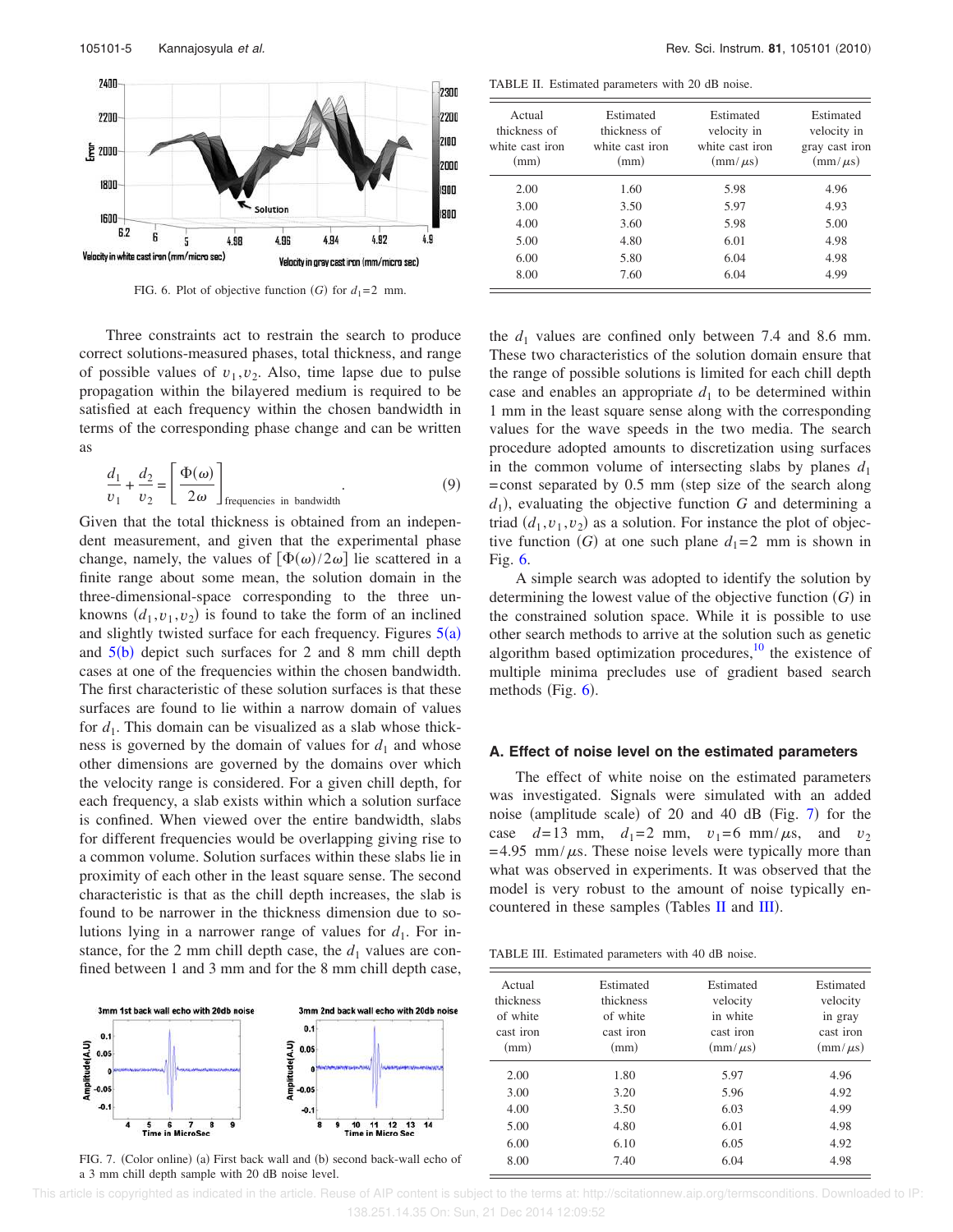FIG. 6. Plot of objective function ($G$) for $d_1$=2 mm.

Three constraints act to restrain the search to produce correct solutions-measured phases, total thickness, and range of possible values of $v_1, v_2$. Also, time lapse due to pulse propagation within the bilayered medium is required to be satisfied at each frequency within the chosen bandwidth in terms of the corresponding phase change and can be written as

$$\frac{d_1}{v_1} + \frac{d_2}{v_2} = \left[\frac{\Phi(\omega)}{2\omega}\right]_{\text{frequencies in bandwidth}}. \tag{9}$$

Given that the total thickness is obtained from an independent measurement, and given that the experimental phase change, namely, the values of $[\Phi(\omega)/2\omega]$ lie scattered in a finite range about some mean, the solution domain in the three-dimensional-space corresponding to the three unknowns $(d_1, v_1, v_2)$ is found to take the form of an inclined and slightly twisted surface for each frequency. Figures 5(a) and 5(b) depict such surfaces for 2 and 8 mm chill depth cases at one of the frequencies within the chosen bandwidth. The first characteristic of these solution surfaces is that these surfaces are found to lie within a narrow domain of values for $d_1$. This domain can be visualized as a slab whose thickness is governed by the domain of values for $d_1$ and whose other dimensions are governed by the domains over which the velocity range is considered. For a given chill depth, for each frequency, a slab exists within which a solution surface is confined. When viewed over the entire bandwidth, slabs for different frequencies would be overlapping giving rise to a common volume. Solution surfaces within these slabs lie in proximity of each other in the least square sense. The second characteristic is that as the chill depth increases, the slab is found to be narrower in the thickness dimension due to solutions lying in a narrower range of values for $d_1$. For instance, for the 2 mm chill depth case, the $d_1$ values are confined between 1 and 3 mm and for the 8 mm chill depth case, the $d_1$ values are confined only between 7.4 and 8.6 mm. These two characteristics of the solution domain ensure that the range of possible solutions is limited for each chill depth case and enables an appropriate $d_1$ to be determined within 1 mm in the least square sense along with the corresponding values for the wave speeds in the two media. The search procedure adopted amounts to discretization using surfaces in the common volume of intersecting slabs by planes $d_1$ = const separated by 0.5 mm (step size of the search along $d_1$), evaluating the objective function $G$ and determining a triad $(d_1, v_1, v_2)$ as a solution. For instance the plot of objective function ($G$) at one such plane $d_1$=2 mm is shown in Fig. 6.

A simple search was adopted to identify the solution by determining the lowest value of the objective function ($G$) in the constrained solution space. While it is possible to use other search methods to arrive at the solution such as genetic algorithm based optimization procedures,[10] the existence of multiple minima precludes use of gradient based search methods (Fig. 6).

### A. Effect of noise level on the estimated parameters

The effect of white noise on the estimated parameters was investigated. Signals were simulated with an added noise (amplitude scale) of 20 and 40 dB (Fig. 7) for the case $d$=13 mm, $d_1$=2 mm, $v_1$=6 mm/$\mu$s, and $v_2$=4.95 mm/$\mu$s. These noise levels were typically more than what was observed in experiments. It was observed that the model is very robust to the amount of noise typically encountered in these samples (Tables II and III).

TABLE II. Estimated parameters with 20 dB noise.

| Actual thickness of white cast iron (mm) | Estimated thickness of white cast iron (mm) | Estimated velocity in white cast iron (mm/$\mu$s) | Estimated velocity in gray cast iron (mm/$\mu$s) |
|---|---|---|---|
| 2.00 | 1.60 | 5.98 | 4.96 |
| 3.00 | 3.50 | 5.97 | 4.93 |
| 4.00 | 3.60 | 5.98 | 5.00 |
| 5.00 | 4.80 | 6.01 | 4.98 |
| 6.00 | 5.80 | 6.04 | 4.98 |
| 8.00 | 7.60 | 6.04 | 4.99 |

TABLE III. Estimated parameters with 40 dB noise.

| Actual thickness of white cast iron (mm) | Estimated thickness of white cast iron (mm) | Estimated velocity in white cast iron (mm/$\mu$s) | Estimated velocity in gray cast iron (mm/$\mu$s) |
|---|---|---|---|
| 2.00 | 1.80 | 5.97 | 4.96 |
| 3.00 | 3.20 | 5.96 | 4.92 |
| 4.00 | 3.50 | 6.03 | 4.99 |
| 5.00 | 4.80 | 6.01 | 4.98 |
| 6.00 | 6.10 | 6.05 | 4.92 |
| 8.00 | 7.40 | 6.04 | 4.98 |

FIG. 7. (Color online) (a) First back wall and (b) second back-wall echo of a 3 mm chill depth sample with 20 dB noise level.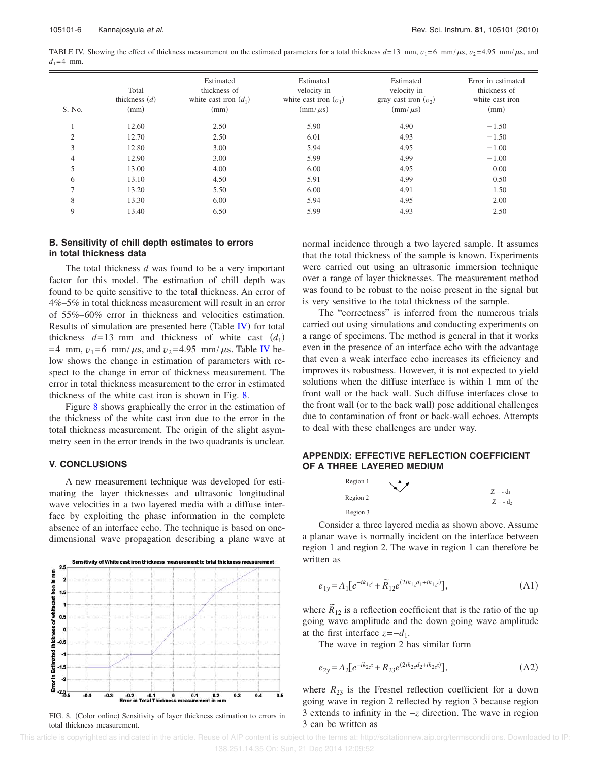TABLE IV. Showing the effect of thickness measurement on the estimated parameters for a total thickness $d=13$ mm, $v_1=6$ mm/$\mu$s, $v_2=4.95$ mm/$\mu$s, and $d_1=4$ mm.

| S. No. | Total thickness ($d$) (mm) | Estimated thickness of white cast iron ($d_1$) (mm) | Estimated velocity in white cast iron ($v_1$) (mm/$\mu$s) | Estimated velocity in gray cast iron ($v_2$) (mm/$\mu$s) | Error in estimated thickness of white cast iron (mm) |
|---|---|---|---|---|---|
| 1 | 12.60 | 2.50 | 5.90 | 4.90 | −1.50 |
| 2 | 12.70 | 2.50 | 6.01 | 4.93 | −1.50 |
| 3 | 12.80 | 3.00 | 5.94 | 4.95 | −1.00 |
| 4 | 12.90 | 3.00 | 5.99 | 4.99 | −1.00 |
| 5 | 13.00 | 4.00 | 6.00 | 4.95 | 0.00 |
| 6 | 13.10 | 4.50 | 5.91 | 4.99 | 0.50 |
| 7 | 13.20 | 5.50 | 6.00 | 4.91 | 1.50 |
| 8 | 13.30 | 6.00 | 5.94 | 4.95 | 2.00 |
| 9 | 13.40 | 6.50 | 5.99 | 4.93 | 2.50 |

### B. Sensitivity of chill depth estimates to errors in total thickness data

The total thickness $d$ was found to be a very important factor for this model. The estimation of chill depth was found to be quite sensitive to the total thickness. An error of 4%–5% in total thickness measurement will result in an error of 55%–60% error in thickness and velocities estimation. Results of simulation are presented here (Table IV) for total thickness $d=13$ mm and thickness of white cast ($d_1$) $=4$ mm, $v_1=6$ mm/$\mu$s, and $v_2=4.95$ mm/$\mu$s. Table IV below shows the change in estimation of parameters with respect to the change in error of thickness measurement. The error in total thickness measurement to the error in estimated thickness of the white cast iron is shown in Fig. 8.

Figure 8 shows graphically the error in the estimation of the thickness of the white cast iron due to the error in the total thickness measurement. The origin of the slight asymmetry seen in the error trends in the two quadrants is unclear.

## V. CONCLUSIONS

A new measurement technique was developed for estimating the layer thicknesses and ultrasonic longitudinal wave velocities in a two layered media with a diffuse interface by exploiting the phase information in the complete absence of an interface echo. The technique is based on one-dimensional wave propagation describing a plane wave at normal incidence through a two layered sample. It assumes that the total thickness of the sample is known. Experiments were carried out using an ultrasonic immersion technique over a range of layer thicknesses. The measurement method was found to be robust to the noise present in the signal but is very sensitive to the total thickness of the sample.

The "correctness" is inferred from the numerous trials carried out using simulations and conducting experiments on a range of specimens. The method is general in that it works even in the presence of an interface echo with the advantage that even a weak interface echo increases its efficiency and improves its robustness. However, it is not expected to yield solutions when the diffuse interface is within 1 mm of the front wall or the back wall. Such diffuse interfaces close to the front wall (or to the back wall) pose additional challenges due to contamination of front or back-wall echoes. Attempts to deal with these challenges are under way.

FIG. 8. (Color online) Sensitivity of layer thickness estimation to errors in total thickness measurement.

## APPENDIX: EFFECTIVE REFLECTION COEFFICIENT OF A THREE LAYERED MEDIUM

Consider a three layered media as shown above. Assume a planar wave is normally incident on the interface between region 1 and region 2. The wave in region 1 can therefore be written as

$$e_{1y} = A_1[e^{-ik_{1z}z} + \tilde{R}_{12}e^{(2ik_{1z}d_1 + ik_{1z}z)}], \tag{A1}$$

where $\tilde{R}_{12}$ is a reflection coefficient that is the ratio of the up going wave amplitude and the down going wave amplitude at the first interface $z=-d_1$.

The wave in region 2 has similar form

$$e_{2y} = A_2[e^{-ik_{2z}z} + R_{23}e^{(2ik_{2z}d_2 + ik_{2z}z)}], \tag{A2}$$

where $R_{23}$ is the Fresnel reflection coefficient for a down going wave in region 2 reflected by region 3 because region 3 extends to infinity in the $-z$ direction. The wave in region 3 can be written as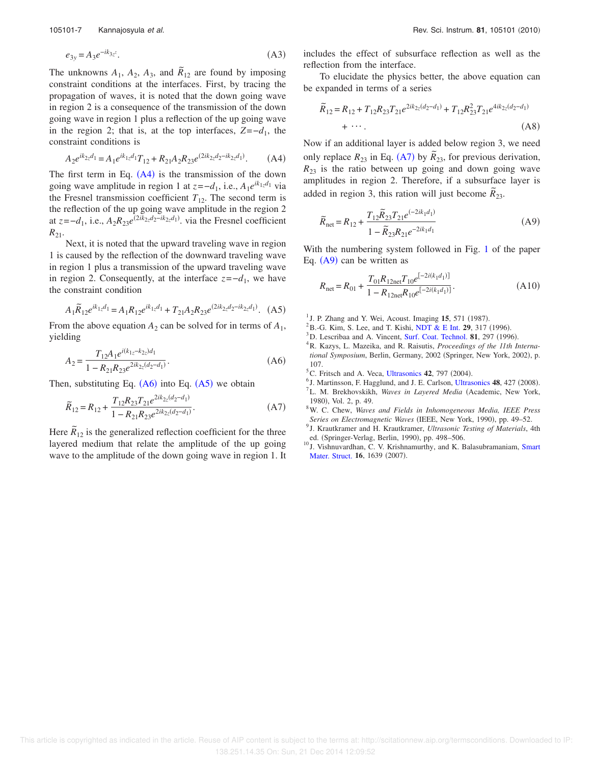$$e_{3y} = A_3 e^{-ik_{3z}z}. \tag{A3}$$

The unknowns $A_1$, $A_2$, $A_3$, and $\tilde{R}_{12}$ are found by imposing constraint conditions at the interfaces. First, by tracing the propagation of waves, it is noted that the down going wave in region 2 is a consequence of the transmission of the down going wave in region 1 plus a reflection of the up going wave in the region 2; that is, at the top interfaces, $Z=-d_1$, the constraint conditions is

$$A_2 e^{ik_{2z}d_1} = A_1 e^{ik_{1z}d_1} T_{12} + R_{21} A_2 R_{23} e^{(2ik_{2z}d_2 - ik_{2z}d_1)}. \tag{A4}$$

The first term in Eq. (A4) is the transmission of the down going wave amplitude in region 1 at $z=-d_1$, i.e., $A_1 e^{ik_{1z}d_1}$ via the Fresnel transmission coefficient $T_{12}$. The second term is the reflection of the up going wave amplitude in the region 2 at $z=-d_1$, i.e., $A_2 R_{23} e^{(2ik_{2z}d_2 - ik_{2z}d_1)}$. via the Fresnel coefficient $R_{21}$.

Next, it is noted that the upward traveling wave in region 1 is caused by the reflection of the downward traveling wave in region 1 plus a transmission of the upward traveling wave in region 2. Consequently, at the interface $z=-d_1$, we have the constraint condition

$$A_1 \tilde{R}_{12} e^{ik_{1z}d_1} = A_1 R_{12} e^{ik_{1z}d_1} + T_{21} A_2 R_{23} e^{(2ik_{2z}d_2 - ik_{2z}d_1)}. \tag{A5}$$

From the above equation $A_2$ can be solved for in terms of $A_1$, yielding

$$A_2 = \frac{T_{12} A_1 e^{i(k_{1z} - k_{2z})d_1}}{1 - R_{21} R_{23} e^{2ik_{2z}(d_2 - d_1)}}. \tag{A6}$$

Then, substituting Eq. (A6) into Eq. (A5) we obtain

$$\tilde{R}_{12} = R_{12} + \frac{T_{12} R_{23} T_{21} e^{2ik_{2z}(d_2 - d_1)}}{1 - R_{21} R_{23} e^{2ik_{2z}(d_2 - d_1)}}. \tag{A7}$$

Here $\tilde{R}_{12}$ is the generalized reflection coefficient for the three layered medium that relate the amplitude of the up going wave to the amplitude of the down going wave in region 1. It includes the effect of subsurface reflection as well as the reflection from the interface.

To elucidate the physics better, the above equation can be expanded in terms of a series

$$\tilde{R}_{12} = R_{12} + T_{12} R_{23} T_{21} e^{2ik_{2z}(d_2 - d_1)} + T_{12} R_{23}^2 T_{21} e^{4ik_{2z}(d_2 - d_1)} + \cdots. \tag{A8}$$

Now if an additional layer is added below region 3, we need only replace $R_{23}$ in Eq. (A7) by $\tilde{R}_{23}$, for previous derivation, $R_{23}$ is the ratio between up going and down going wave amplitudes in region 2. Therefore, if a subsurface layer is added in region 3, this ration will just become $\tilde{R}_{23}$.

$$\tilde{R}_{\text{net}} = R_{12} + \frac{T_{12} \tilde{R}_{23} T_{21} e^{(-2ik_1 d_1)}}{1 - \tilde{R}_{23} R_{21} e^{-2ik_1 d_1}} \tag{A9}$$

With the numbering system followed in Fig. 1 of the paper Eq. (A9) can be written as

$$R_{\text{net}} = R_{01} + \frac{T_{01} R_{12\text{net}} T_{10} e^{[-2i(k_1 d_1)]}}{1 - R_{12\text{net}} R_{10} e^{[-2i(k_1 d_1)]}}. \tag{A10}$$

[1] J. P. Zhang and Y. Wei, Acoust. Imaging **15**, 571 (1987).

[2] B.-G. Kim, S. Lee, and T. Kishi, NDT & E Int. **29**, 317 (1996).

[3] D. Lescribaa and A. Vincent, Surf. Coat. Technol. **81**, 297 (1996).

[4] R. Kazys, L. Mazeika, and R. Raisutis, *Proceedings of the 11th International Symposium*, Berlin, Germany, 2002 (Springer, New York, 2002), p. 107.

[5] C. Fritsch and A. Veca, Ultrasonics **42**, 797 (2004).

[6] J. Martinsson, F. Hagglund, and J. E. Carlson, Ultrasonics **48**, 427 (2008).

[7] L. M. Brekhovskikh, *Waves in Layered Media* (Academic, New York, 1980), Vol. 2, p. 49.

[8] W. C. Chew, *Waves and Fields in Inhomogeneous Media, IEEE Press Series on Electromagnetic Waves* (IEEE, New York, 1990), pp. 49–52.

[9] J. Krautkramer and H. Krautkramer, *Ultrasonic Testing of Materials*, 4th ed. (Springer-Verlag, Berlin, 1990), pp. 498–506.

[10] J. Vishnuvardhan, C. V. Krishnamurthy, and K. Balasubramaniam, Smart Mater. Struct. **16**, 1639 (2007).